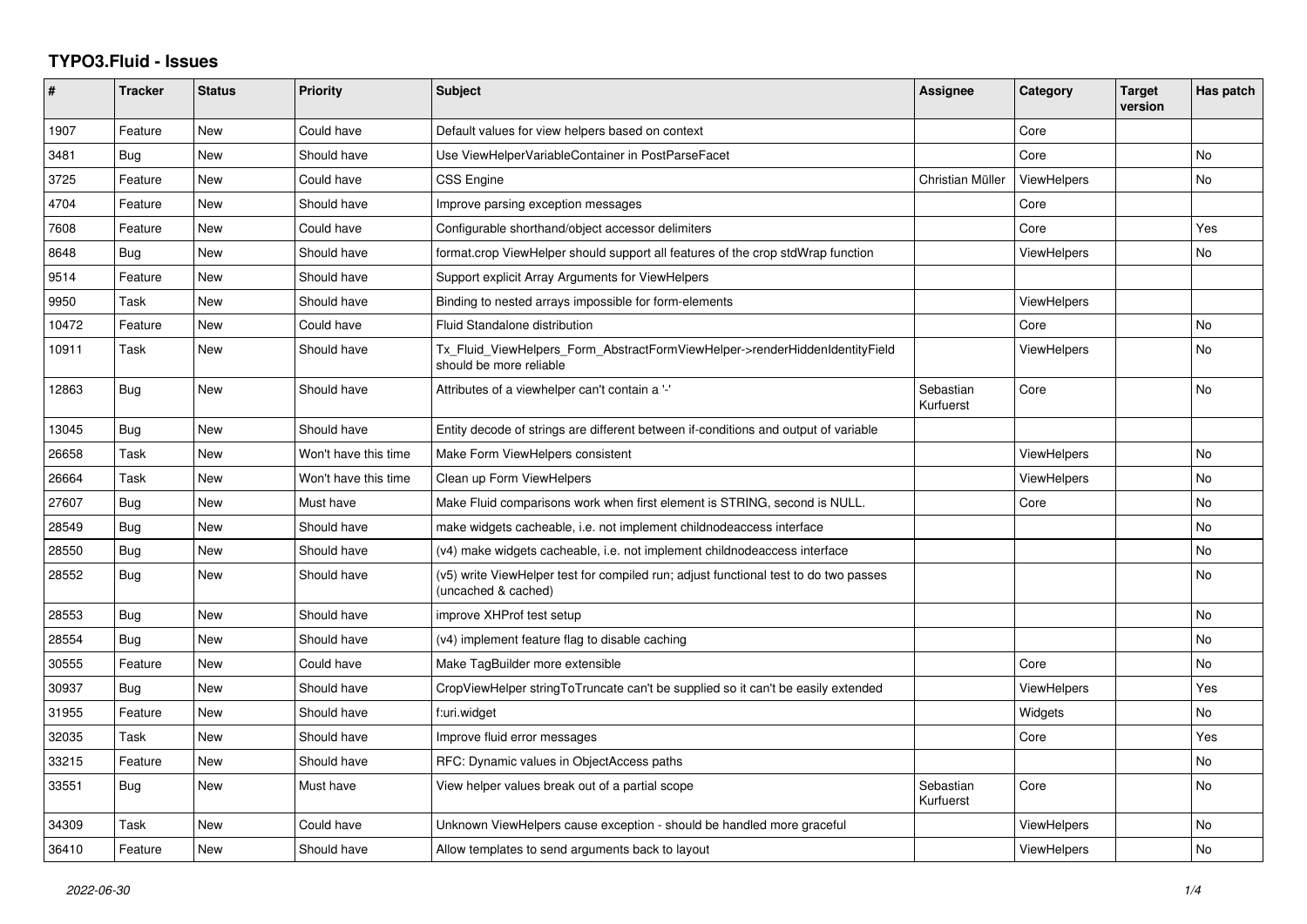# TYPO3.Fluid - Issues

| # | Tracker | Status | Priority | Subject | Assignee | Category | Target version | Has patch |
|---|---|---|---|---|---|---|---|---|
| 1907 | Feature | New | Could have | Default values for view helpers based on context | | Core | | |
| 3481 | Bug | New | Should have | Use ViewHelperVariableContainer in PostParseFacet | | Core | | No |
| 3725 | Feature | New | Could have | CSS Engine | Christian Müller | ViewHelpers | | No |
| 4704 | Feature | New | Should have | Improve parsing exception messages | | Core | | |
| 7608 | Feature | New | Could have | Configurable shorthand/object accessor delimiters | | Core | | Yes |
| 8648 | Bug | New | Should have | format.crop ViewHelper should support all features of the crop stdWrap function | | ViewHelpers | | No |
| 9514 | Feature | New | Should have | Support explicit Array Arguments for ViewHelpers | | | | |
| 9950 | Task | New | Should have | Binding to nested arrays impossible for form-elements | | ViewHelpers | | |
| 10472 | Feature | New | Could have | Fluid Standalone distribution | | Core | | No |
| 10911 | Task | New | Should have | Tx_Fluid_ViewHelpers_Form_AbstractFormViewHelper->renderHiddenIdentityField should be more reliable | | ViewHelpers | | No |
| 12863 | Bug | New | Should have | Attributes of a viewhelper can't contain a '-' | Sebastian Kurfuerst | Core | | No |
| 13045 | Bug | New | Should have | Entity decode of strings are different between if-conditions and output of variable | | | | |
| 26658 | Task | New | Won't have this time | Make Form ViewHelpers consistent | | ViewHelpers | | No |
| 26664 | Task | New | Won't have this time | Clean up Form ViewHelpers | | ViewHelpers | | No |
| 27607 | Bug | New | Must have | Make Fluid comparisons work when first element is STRING, second is NULL. | | Core | | No |
| 28549 | Bug | New | Should have | make widgets cacheable, i.e. not implement childnodeaccess interface | | | | No |
| 28550 | Bug | New | Should have | (v4) make widgets cacheable, i.e. not implement childnodeaccess interface | | | | No |
| 28552 | Bug | New | Should have | (v5) write ViewHelper test for compiled run; adjust functional test to do two passes (uncached & cached) | | | | No |
| 28553 | Bug | New | Should have | improve XHProf test setup | | | | No |
| 28554 | Bug | New | Should have | (v4) implement feature flag to disable caching | | | | No |
| 30555 | Feature | New | Could have | Make TagBuilder more extensible | | Core | | No |
| 30937 | Bug | New | Should have | CropViewHelper stringToTruncate can't be supplied so it can't be easily extended | | ViewHelpers | | Yes |
| 31955 | Feature | New | Should have | f:uri.widget | | Widgets | | No |
| 32035 | Task | New | Should have | Improve fluid error messages | | Core | | Yes |
| 33215 | Feature | New | Should have | RFC: Dynamic values in ObjectAccess paths | | | | No |
| 33551 | Bug | New | Must have | View helper values break out of a partial scope | Sebastian Kurfuerst | Core | | No |
| 34309 | Task | New | Could have | Unknown ViewHelpers cause exception - should be handled more graceful | | ViewHelpers | | No |
| 36410 | Feature | New | Should have | Allow templates to send arguments back to layout | | ViewHelpers | | No |

2022-06-30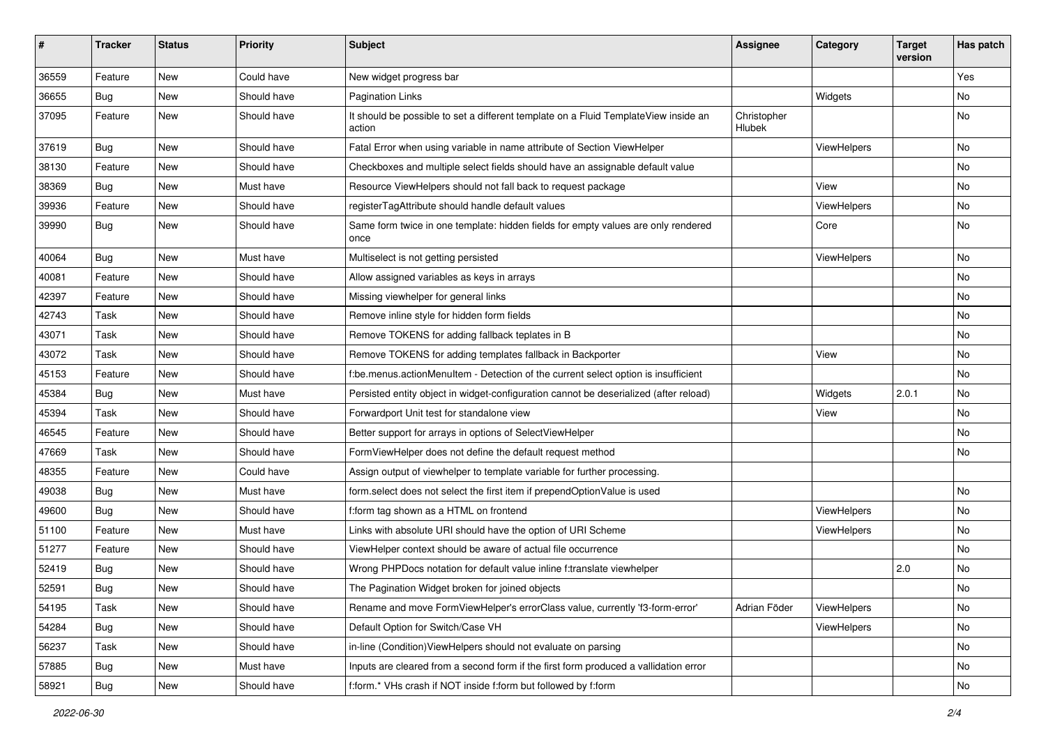| # | Tracker | Status | Priority | Subject | Assignee | Category | Target version | Has patch |
|---|---|---|---|---|---|---|---|---|
| 36559 | Feature | New | Could have | New widget progress bar | | | | Yes |
| 36655 | Bug | New | Should have | Pagination Links | | Widgets | | No |
| 37095 | Feature | New | Should have | It should be possible to set a different template on a Fluid TemplateView inside an action | Christopher Hlubek | | | No |
| 37619 | Bug | New | Should have | Fatal Error when using variable in name attribute of Section ViewHelper | | ViewHelpers | | No |
| 38130 | Feature | New | Should have | Checkboxes and multiple select fields should have an assignable default value | | | | No |
| 38369 | Bug | New | Must have | Resource ViewHelpers should not fall back to request package | | View | | No |
| 39936 | Feature | New | Should have | registerTagAttribute should handle default values | | ViewHelpers | | No |
| 39990 | Bug | New | Should have | Same form twice in one template: hidden fields for empty values are only rendered once | | Core | | No |
| 40064 | Bug | New | Must have | Multiselect is not getting persisted | | ViewHelpers | | No |
| 40081 | Feature | New | Should have | Allow assigned variables as keys in arrays | | | | No |
| 42397 | Feature | New | Should have | Missing viewhelper for general links | | | | No |
| 42743 | Task | New | Should have | Remove inline style for hidden form fields | | | | No |
| 43071 | Task | New | Should have | Remove TOKENS for adding fallback teplates in B | | | | No |
| 43072 | Task | New | Should have | Remove TOKENS for adding templates fallback in Backporter | | View | | No |
| 45153 | Feature | New | Should have | f:be.menus.actionMenuItem - Detection of the current select option is insufficient | | | | No |
| 45384 | Bug | New | Must have | Persisted entity object in widget-configuration cannot be deserialized (after reload) | | Widgets | 2.0.1 | No |
| 45394 | Task | New | Should have | Forwardport Unit test for standalone view | | View | | No |
| 46545 | Feature | New | Should have | Better support for arrays in options of SelectViewHelper | | | | No |
| 47669 | Task | New | Should have | FormViewHelper does not define the default request method | | | | No |
| 48355 | Feature | New | Could have | Assign output of viewhelper to template variable for further processing. | | | | |
| 49038 | Bug | New | Must have | form.select does not select the first item if prependOptionValue is used | | | | No |
| 49600 | Bug | New | Should have | f:form tag shown as a HTML on frontend | | ViewHelpers | | No |
| 51100 | Feature | New | Must have | Links with absolute URI should have the option of URI Scheme | | ViewHelpers | | No |
| 51277 | Feature | New | Should have | ViewHelper context should be aware of actual file occurrence | | | | No |
| 52419 | Bug | New | Should have | Wrong PHPDocs notation for default value inline f:translate viewhelper | | | 2.0 | No |
| 52591 | Bug | New | Should have | The Pagination Widget broken for joined objects | | | | No |
| 54195 | Task | New | Should have | Rename and move FormViewHelper's errorClass value, currently 'f3-form-error' | Adrian Föder | ViewHelpers | | No |
| 54284 | Bug | New | Should have | Default Option for Switch/Case VH | | ViewHelpers | | No |
| 56237 | Task | New | Should have | in-line (Condition)ViewHelpers should not evaluate on parsing | | | | No |
| 57885 | Bug | New | Must have | Inputs are cleared from a second form if the first form produced a vallidation error | | | | No |
| 58921 | Bug | New | Should have | f:form.* VHs crash if NOT inside f:form but followed by f:form | | | | No |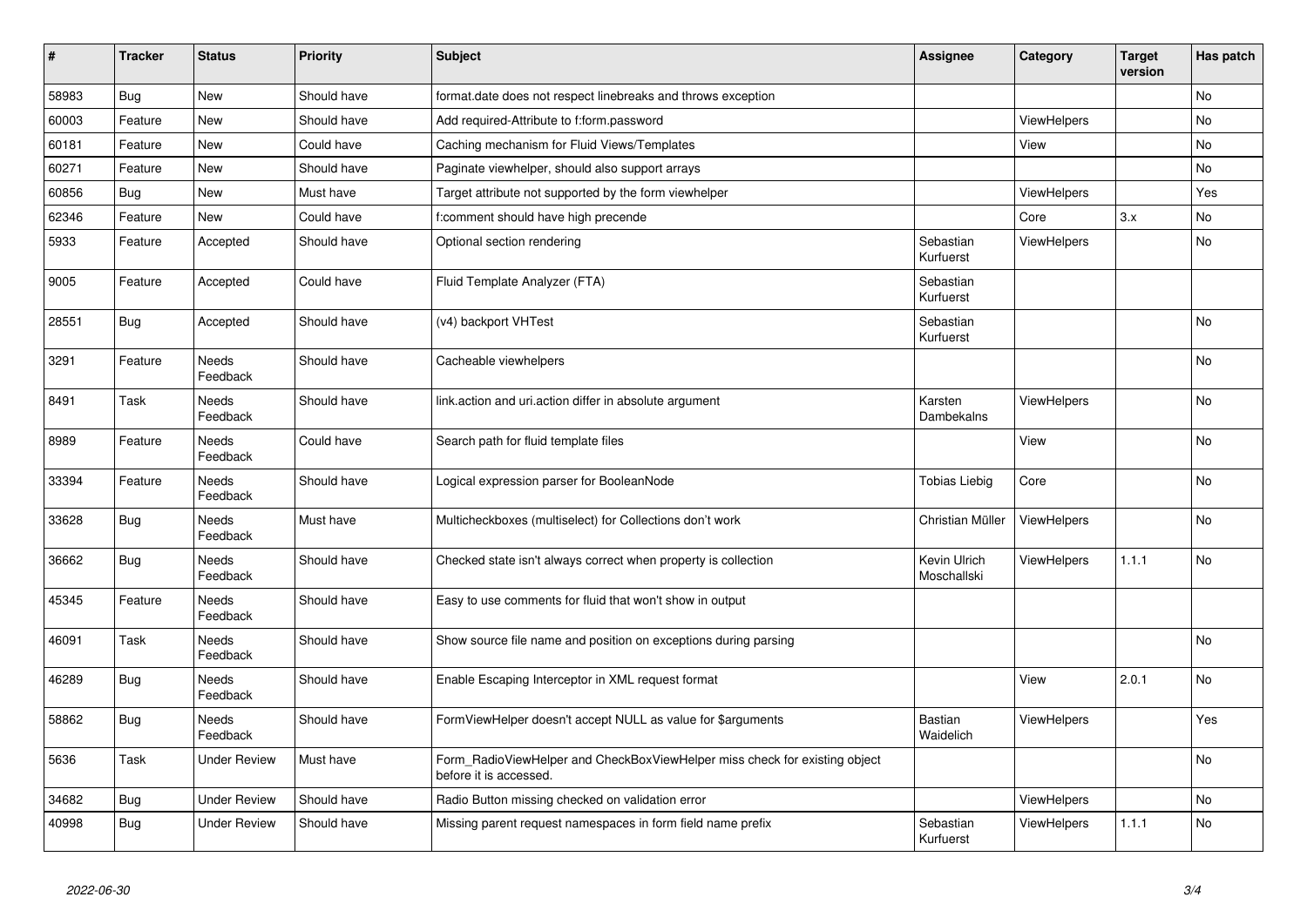| # | Tracker | Status | Priority | Subject | Assignee | Category | Target version | Has patch |
|---|---|---|---|---|---|---|---|---|
| 58983 | Bug | New | Should have | format.date does not respect linebreaks and throws exception | | | | No |
| 60003 | Feature | New | Should have | Add required-Attribute to f:form.password | | ViewHelpers | | No |
| 60181 | Feature | New | Could have | Caching mechanism for Fluid Views/Templates | | View | | No |
| 60271 | Feature | New | Should have | Paginate viewhelper, should also support arrays | | | | No |
| 60856 | Bug | New | Must have | Target attribute not supported by the form viewhelper | | ViewHelpers | | Yes |
| 62346 | Feature | New | Could have | f:comment should have high precende | | Core | 3.x | No |
| 5933 | Feature | Accepted | Should have | Optional section rendering | Sebastian Kurfuerst | ViewHelpers | | No |
| 9005 | Feature | Accepted | Could have | Fluid Template Analyzer (FTA) | Sebastian Kurfuerst | | | |
| 28551 | Bug | Accepted | Should have | (v4) backport VHTest | Sebastian Kurfuerst | | | No |
| 3291 | Feature | Needs Feedback | Should have | Cacheable viewhelpers | | | | No |
| 8491 | Task | Needs Feedback | Should have | link.action and uri.action differ in absolute argument | Karsten Dambekalns | ViewHelpers | | No |
| 8989 | Feature | Needs Feedback | Could have | Search path for fluid template files | | View | | No |
| 33394 | Feature | Needs Feedback | Should have | Logical expression parser for BooleanNode | Tobias Liebig | Core | | No |
| 33628 | Bug | Needs Feedback | Must have | Multicheckboxes (multiselect) for Collections don't work | Christian Müller | ViewHelpers | | No |
| 36662 | Bug | Needs Feedback | Should have | Checked state isn't always correct when property is collection | Kevin Ulrich Moschallski | ViewHelpers | 1.1.1 | No |
| 45345 | Feature | Needs Feedback | Should have | Easy to use comments for fluid that won't show in output | | | | |
| 46091 | Task | Needs Feedback | Should have | Show source file name and position on exceptions during parsing | | | | No |
| 46289 | Bug | Needs Feedback | Should have | Enable Escaping Interceptor in XML request format | | View | 2.0.1 | No |
| 58862 | Bug | Needs Feedback | Should have | FormViewHelper doesn't accept NULL as value for $arguments | Bastian Waidelich | ViewHelpers | | Yes |
| 5636 | Task | Under Review | Must have | Form_RadioViewHelper and CheckBoxViewHelper miss check for existing object before it is accessed. | | | | No |
| 34682 | Bug | Under Review | Should have | Radio Button missing checked on validation error | | ViewHelpers | | No |
| 40998 | Bug | Under Review | Should have | Missing parent request namespaces in form field name prefix | Sebastian Kurfuerst | ViewHelpers | 1.1.1 | No |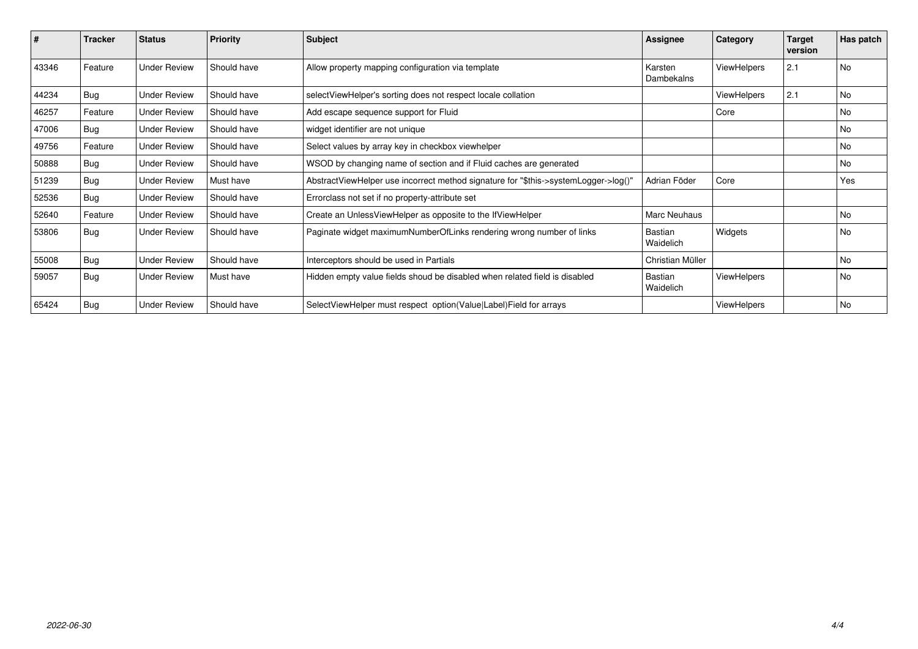| # | Tracker | Status | Priority | Subject | Assignee | Category | Target version | Has patch |
|---|---|---|---|---|---|---|---|---|
| 43346 | Feature | Under Review | Should have | Allow property mapping configuration via template | Karsten Dambekalns | ViewHelpers | 2.1 | No |
| 44234 | Bug | Under Review | Should have | selectViewHelper's sorting does not respect locale collation | | ViewHelpers | 2.1 | No |
| 46257 | Feature | Under Review | Should have | Add escape sequence support for Fluid | | Core | | No |
| 47006 | Bug | Under Review | Should have | widget identifier are not unique | | | | No |
| 49756 | Feature | Under Review | Should have | Select values by array key in checkbox viewhelper | | | | No |
| 50888 | Bug | Under Review | Should have | WSOD by changing name of section and if Fluid caches are generated | | | | No |
| 51239 | Bug | Under Review | Must have | AbstractViewHelper use incorrect method signature for "$this->systemLogger->log()" | Adrian Föder | Core | | Yes |
| 52536 | Bug | Under Review | Should have | Errorclass not set if no property-attribute set | | | | |
| 52640 | Feature | Under Review | Should have | Create an UnlessViewHelper as opposite to the IfViewHelper | Marc Neuhaus | | | No |
| 53806 | Bug | Under Review | Should have | Paginate widget maximumNumberOfLinks rendering wrong number of links | Bastian Waidelich | Widgets | | No |
| 55008 | Bug | Under Review | Should have | Interceptors should be used in Partials | Christian Müller | | | No |
| 59057 | Bug | Under Review | Must have | Hidden empty value fields shoud be disabled when related field is disabled | Bastian Waidelich | ViewHelpers | | No |
| 65424 | Bug | Under Review | Should have | SelectViewHelper must respect option(Value\|Label)Field for arrays | | ViewHelpers | | No |